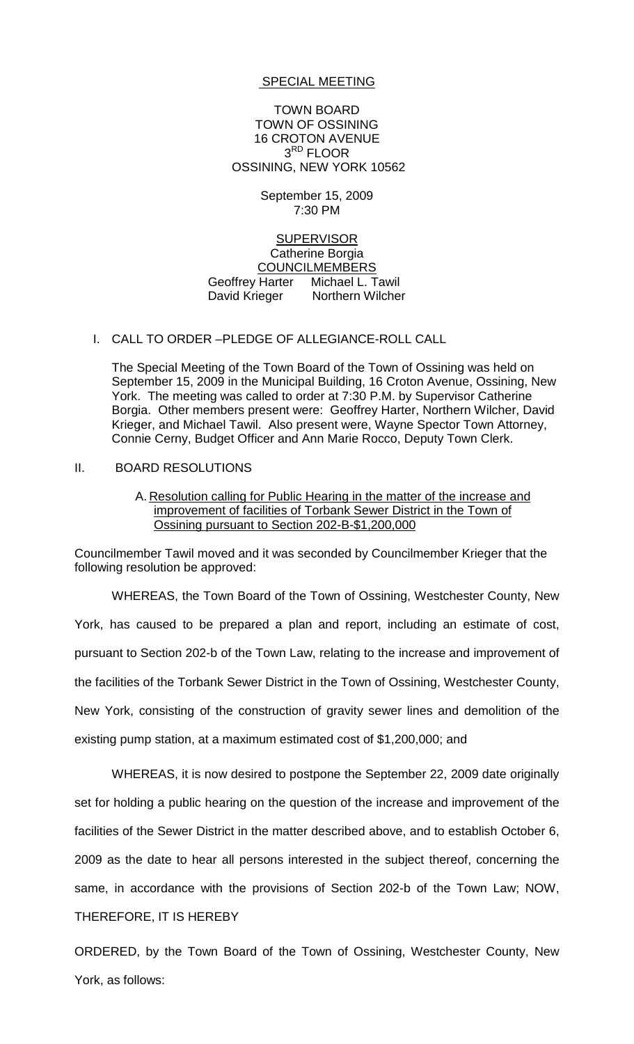SPECIAL MEETING

TOWN BOARD
TOWN OF OSSINING
16 CROTON AVENUE
3RD FLOOR
OSSINING, NEW YORK 10562

September 15, 2009
7:30 PM

SUPERVISOR
Catherine Borgia
COUNCILMEMBERS
Geoffrey Harter Michael L. Tawil
David Krieger Northern Wilcher

I. CALL TO ORDER –PLEDGE OF ALLEGIANCE-ROLL CALL

The Special Meeting of the Town Board of the Town of Ossining was held on September 15, 2009 in the Municipal Building, 16 Croton Avenue, Ossining, New York. The meeting was called to order at 7:30 P.M. by Supervisor Catherine Borgia. Other members present were: Geoffrey Harter, Northern Wilcher, David Krieger, and Michael Tawil. Also present were, Wayne Spector Town Attorney, Connie Cerny, Budget Officer and Ann Marie Rocco, Deputy Town Clerk.

II. BOARD RESOLUTIONS

A. Resolution calling for Public Hearing in the matter of the increase and improvement of facilities of Torbank Sewer District in the Town of Ossining pursuant to Section 202-B-$1,200,000

Councilmember Tawil moved and it was seconded by Councilmember Krieger that the following resolution be approved:

WHEREAS, the Town Board of the Town of Ossining, Westchester County, New York, has caused to be prepared a plan and report, including an estimate of cost, pursuant to Section 202-b of the Town Law, relating to the increase and improvement of the facilities of the Torbank Sewer District in the Town of Ossining, Westchester County, New York, consisting of the construction of gravity sewer lines and demolition of the existing pump station, at a maximum estimated cost of $1,200,000; and

WHEREAS, it is now desired to postpone the September 22, 2009 date originally set for holding a public hearing on the question of the increase and improvement of the facilities of the Sewer District in the matter described above, and to establish October 6, 2009 as the date to hear all persons interested in the subject thereof, concerning the same, in accordance with the provisions of Section 202-b of the Town Law; NOW, THEREFORE, IT IS HEREBY

ORDERED, by the Town Board of the Town of Ossining, Westchester County, New York, as follows: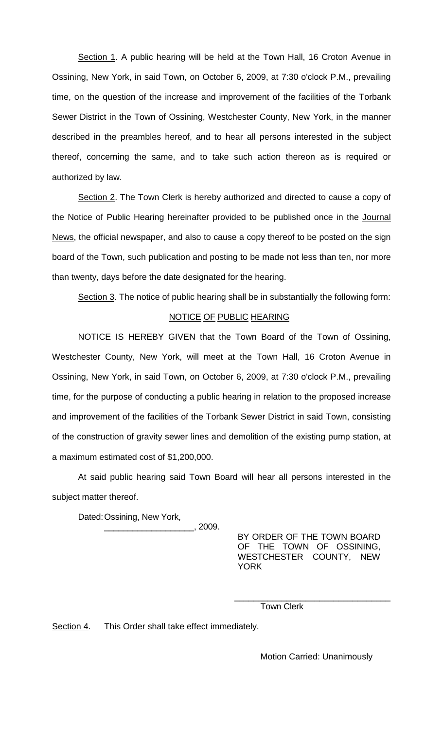<u>Section 1</u>. A public hearing will be held at the Town Hall, 16 Croton Avenue in Ossining, New York, in said Town, on October 6, 2009, at 7:30 o'clock P.M., prevailing time, on the question of the increase and improvement of the facilities of the Torbank Sewer District in the Town of Ossining, Westchester County, New York, in the manner described in the preambles hereof, and to hear all persons interested in the subject thereof, concerning the same, and to take such action thereon as is required or authorized by law.

<u>Section 2</u>. The Town Clerk is hereby authorized and directed to cause a copy of the Notice of Public Hearing hereinafter provided to be published once in the <u>Journal News</u>, the official newspaper, and also to cause a copy thereof to be posted on the sign board of the Town, such publication and posting to be made not less than ten, nor more than twenty, days before the date designated for the hearing.

<u>Section 3</u>. The notice of public hearing shall be in substantially the following form:

<u>NOTICE OF PUBLIC HEARING</u>

NOTICE IS HEREBY GIVEN that the Town Board of the Town of Ossining, Westchester County, New York, will meet at the Town Hall, 16 Croton Avenue in Ossining, New York, in said Town, on October 6, 2009, at 7:30 o'clock P.M., prevailing time, for the purpose of conducting a public hearing in relation to the proposed increase and improvement of the facilities of the Torbank Sewer District in said Town, consisting of the construction of gravity sewer lines and demolition of the existing pump station, at a maximum estimated cost of $1,200,000.

At said public hearing said Town Board will hear all persons interested in the subject matter thereof.

Dated: Ossining, New York,
___________________, 2009.

BY ORDER OF THE TOWN BOARD OF THE TOWN OF OSSINING, WESTCHESTER COUNTY, NEW YORK

_________________________________
Town Clerk

<u>Section 4</u>. This Order shall take effect immediately.

Motion Carried: Unanimously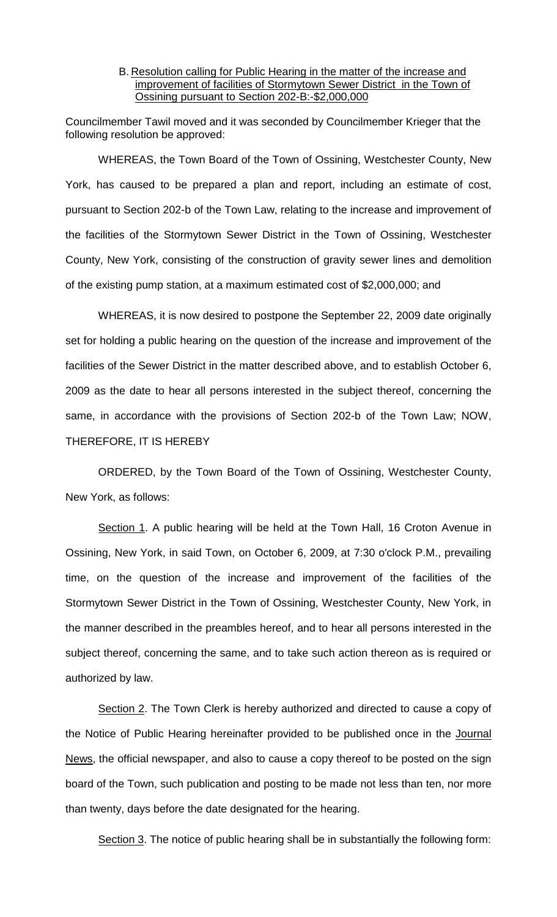B. Resolution calling for Public Hearing in the matter of the increase and improvement of facilities of Stormytown Sewer District in the Town of Ossining pursuant to Section 202-B:-$2,000,000

Councilmember Tawil moved and it was seconded by Councilmember Krieger that the following resolution be approved:

WHEREAS, the Town Board of the Town of Ossining, Westchester County, New York, has caused to be prepared a plan and report, including an estimate of cost, pursuant to Section 202-b of the Town Law, relating to the increase and improvement of the facilities of the Stormytown Sewer District in the Town of Ossining, Westchester County, New York, consisting of the construction of gravity sewer lines and demolition of the existing pump station, at a maximum estimated cost of $2,000,000; and

WHEREAS, it is now desired to postpone the September 22, 2009 date originally set for holding a public hearing on the question of the increase and improvement of the facilities of the Sewer District in the matter described above, and to establish October 6, 2009 as the date to hear all persons interested in the subject thereof, concerning the same, in accordance with the provisions of Section 202-b of the Town Law; NOW, THEREFORE, IT IS HEREBY

ORDERED, by the Town Board of the Town of Ossining, Westchester County, New York, as follows:

Section 1. A public hearing will be held at the Town Hall, 16 Croton Avenue in Ossining, New York, in said Town, on October 6, 2009, at 7:30 o'clock P.M., prevailing time, on the question of the increase and improvement of the facilities of the Stormytown Sewer District in the Town of Ossining, Westchester County, New York, in the manner described in the preambles hereof, and to hear all persons interested in the subject thereof, concerning the same, and to take such action thereon as is required or authorized by law.

Section 2. The Town Clerk is hereby authorized and directed to cause a copy of the Notice of Public Hearing hereinafter provided to be published once in the Journal News, the official newspaper, and also to cause a copy thereof to be posted on the sign board of the Town, such publication and posting to be made not less than ten, nor more than twenty, days before the date designated for the hearing.

Section 3. The notice of public hearing shall be in substantially the following form: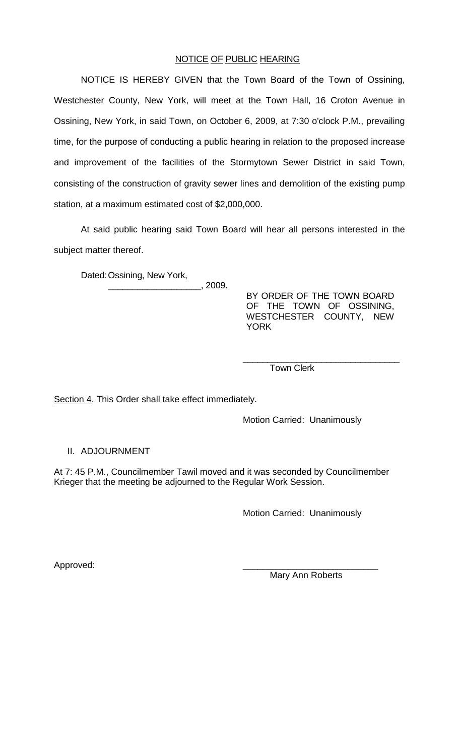NOTICE OF PUBLIC HEARING

NOTICE IS HEREBY GIVEN that the Town Board of the Town of Ossining, Westchester County, New York, will meet at the Town Hall, 16 Croton Avenue in Ossining, New York, in said Town, on October 6, 2009, at 7:30 o'clock P.M., prevailing time, for the purpose of conducting a public hearing in relation to the proposed increase and improvement of the facilities of the Stormytown Sewer District in said Town, consisting of the construction of gravity sewer lines and demolition of the existing pump station, at a maximum estimated cost of $2,000,000.

At said public hearing said Town Board will hear all persons interested in the subject matter thereof.

Dated: Ossining, New York,
__________________, 2009.

BY ORDER OF THE TOWN BOARD OF THE TOWN OF OSSINING, WESTCHESTER COUNTY, NEW YORK

_______________________________
Town Clerk

Section 4. This Order shall take effect immediately.

Motion Carried: Unanimously

II. ADJOURNMENT

At 7: 45 P.M., Councilmember Tawil moved and it was seconded by Councilmember Krieger that the meeting be adjourned to the Regular Work Session.

Motion Carried: Unanimously

Approved: ___________________________
Mary Ann Roberts